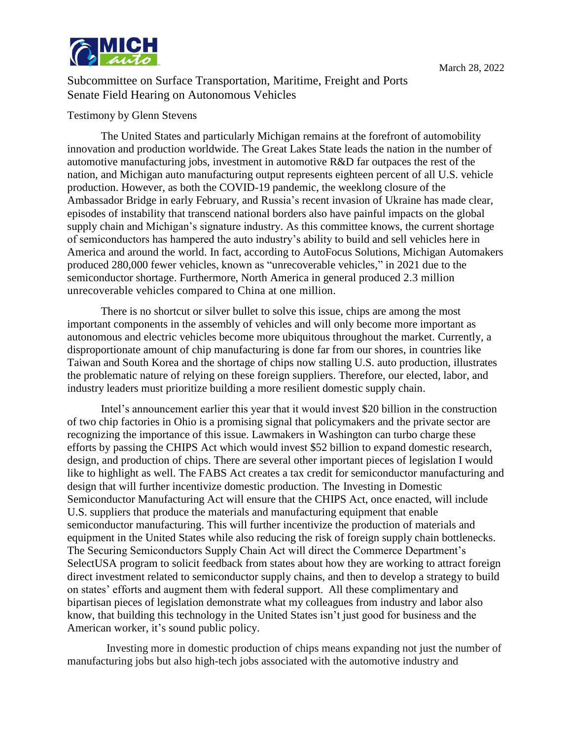March 28, 2022

Subcommittee on Surface Transportation, Maritime, Freight and Ports
Senate Field Hearing on Autonomous Vehicles

Testimony by Glenn Stevens

The United States and particularly Michigan remains at the forefront of automobility innovation and production worldwide. The Great Lakes State leads the nation in the number of automotive manufacturing jobs, investment in automotive R&D far outpaces the rest of the nation, and Michigan auto manufacturing output represents eighteen percent of all U.S. vehicle production. However, as both the COVID-19 pandemic, the weeklong closure of the Ambassador Bridge in early February, and Russia's recent invasion of Ukraine has made clear, episodes of instability that transcend national borders also have painful impacts on the global supply chain and Michigan's signature industry. As this committee knows, the current shortage of semiconductors has hampered the auto industry's ability to build and sell vehicles here in America and around the world. In fact, according to AutoFocus Solutions, Michigan Automakers produced 280,000 fewer vehicles, known as "unrecoverable vehicles," in 2021 due to the semiconductor shortage. Furthermore, North America in general produced 2.3 million unrecoverable vehicles compared to China at one million.

There is no shortcut or silver bullet to solve this issue, chips are among the most important components in the assembly of vehicles and will only become more important as autonomous and electric vehicles become more ubiquitous throughout the market. Currently, a disproportionate amount of chip manufacturing is done far from our shores, in countries like Taiwan and South Korea and the shortage of chips now stalling U.S. auto production, illustrates the problematic nature of relying on these foreign suppliers. Therefore, our elected, labor, and industry leaders must prioritize building a more resilient domestic supply chain.

Intel's announcement earlier this year that it would invest $20 billion in the construction of two chip factories in Ohio is a promising signal that policymakers and the private sector are recognizing the importance of this issue. Lawmakers in Washington can turbo charge these efforts by passing the CHIPS Act which would invest $52 billion to expand domestic research, design, and production of chips. There are several other important pieces of legislation I would like to highlight as well. The FABS Act creates a tax credit for semiconductor manufacturing and design that will further incentivize domestic production. The Investing in Domestic Semiconductor Manufacturing Act will ensure that the CHIPS Act, once enacted, will include U.S. suppliers that produce the materials and manufacturing equipment that enable semiconductor manufacturing. This will further incentivize the production of materials and equipment in the United States while also reducing the risk of foreign supply chain bottlenecks. The Securing Semiconductors Supply Chain Act will direct the Commerce Department's SelectUSA program to solicit feedback from states about how they are working to attract foreign direct investment related to semiconductor supply chains, and then to develop a strategy to build on states' efforts and augment them with federal support. All these complimentary and bipartisan pieces of legislation demonstrate what my colleagues from industry and labor also know, that building this technology in the United States isn't just good for business and the American worker, it's sound public policy.

Investing more in domestic production of chips means expanding not just the number of manufacturing jobs but also high-tech jobs associated with the automotive industry and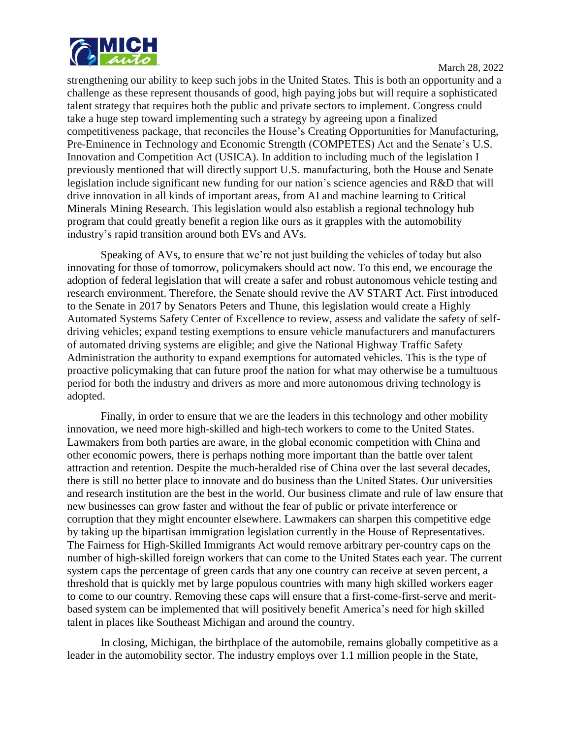strengthening our ability to keep such jobs in the United States. This is both an opportunity and a challenge as these represent thousands of good, high paying jobs but will require a sophisticated talent strategy that requires both the public and private sectors to implement. Congress could take a huge step toward implementing such a strategy by agreeing upon a finalized competitiveness package, that reconciles the House's Creating Opportunities for Manufacturing, Pre-Eminence in Technology and Economic Strength (COMPETES) Act and the Senate's U.S. Innovation and Competition Act (USICA). In addition to including much of the legislation I previously mentioned that will directly support U.S. manufacturing, both the House and Senate legislation include significant new funding for our nation's science agencies and R&D that will drive innovation in all kinds of important areas, from AI and machine learning to Critical Minerals Mining Research. This legislation would also establish a regional technology hub program that could greatly benefit a region like ours as it grapples with the automobility industry's rapid transition around both EVs and AVs.

Speaking of AVs, to ensure that we're not just building the vehicles of today but also innovating for those of tomorrow, policymakers should act now. To this end, we encourage the adoption of federal legislation that will create a safer and robust autonomous vehicle testing and research environment. Therefore, the Senate should revive the AV START Act. First introduced to the Senate in 2017 by Senators Peters and Thune, this legislation would create a Highly Automated Systems Safety Center of Excellence to review, assess and validate the safety of self-driving vehicles; expand testing exemptions to ensure vehicle manufacturers and manufacturers of automated driving systems are eligible; and give the National Highway Traffic Safety Administration the authority to expand exemptions for automated vehicles. This is the type of proactive policymaking that can future proof the nation for what may otherwise be a tumultuous period for both the industry and drivers as more and more autonomous driving technology is adopted.

Finally, in order to ensure that we are the leaders in this technology and other mobility innovation, we need more high-skilled and high-tech workers to come to the United States. Lawmakers from both parties are aware, in the global economic competition with China and other economic powers, there is perhaps nothing more important than the battle over talent attraction and retention. Despite the much-heralded rise of China over the last several decades, there is still no better place to innovate and do business than the United States. Our universities and research institution are the best in the world. Our business climate and rule of law ensure that new businesses can grow faster and without the fear of public or private interference or corruption that they might encounter elsewhere. Lawmakers can sharpen this competitive edge by taking up the bipartisan immigration legislation currently in the House of Representatives. The Fairness for High-Skilled Immigrants Act would remove arbitrary per-country caps on the number of high-skilled foreign workers that can come to the United States each year. The current system caps the percentage of green cards that any one country can receive at seven percent, a threshold that is quickly met by large populous countries with many high skilled workers eager to come to our country. Removing these caps will ensure that a first-come-first-serve and merit-based system can be implemented that will positively benefit America's need for high skilled talent in places like Southeast Michigan and around the country.

In closing, Michigan, the birthplace of the automobile, remains globally competitive as a leader in the automobility sector. The industry employs over 1.1 million people in the State,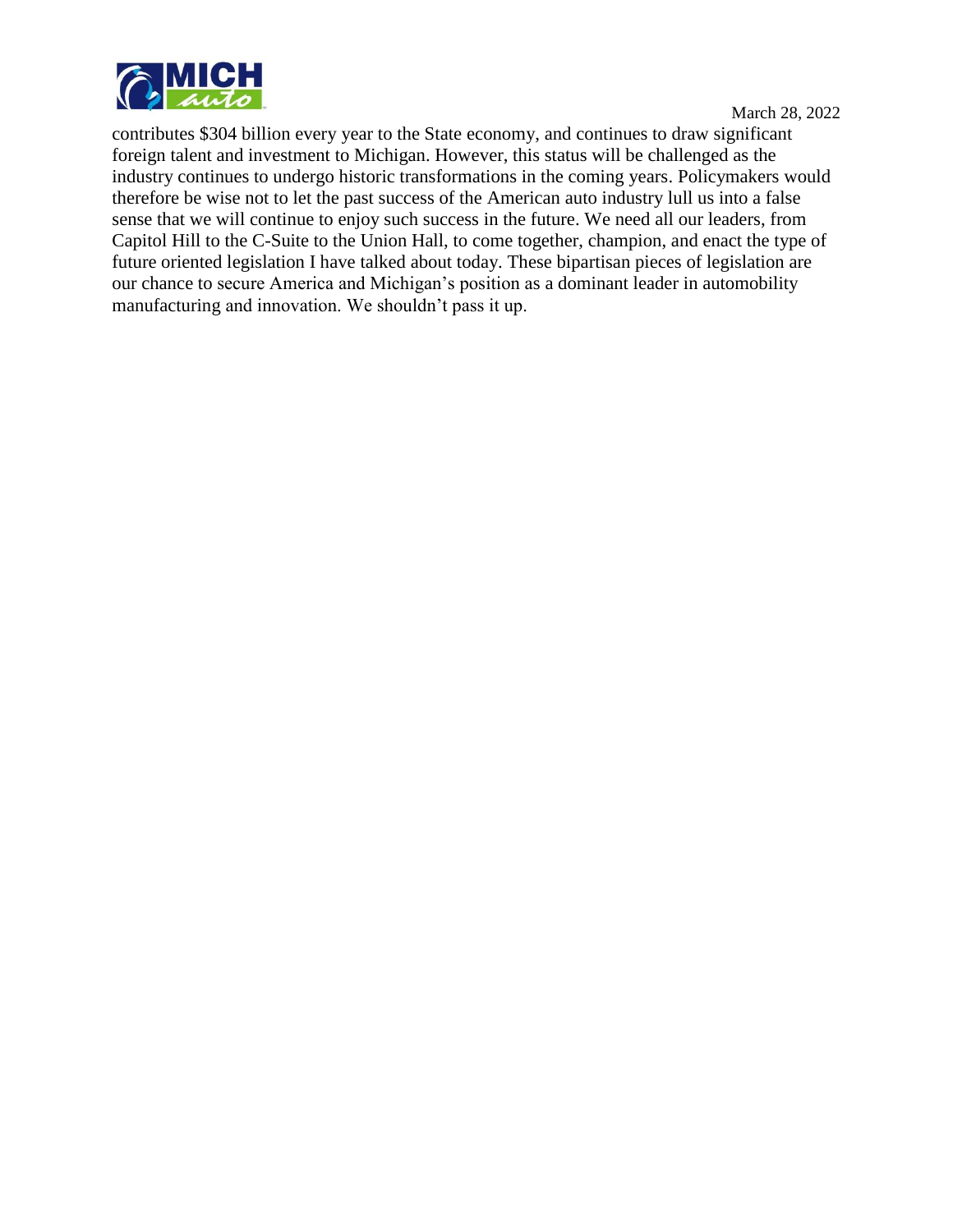contributes $304 billion every year to the State economy, and continues to draw significant foreign talent and investment to Michigan. However, this status will be challenged as the industry continues to undergo historic transformations in the coming years. Policymakers would therefore be wise not to let the past success of the American auto industry lull us into a false sense that we will continue to enjoy such success in the future. We need all our leaders, from Capitol Hill to the C-Suite to the Union Hall, to come together, champion, and enact the type of future oriented legislation I have talked about today. These bipartisan pieces of legislation are our chance to secure America and Michigan's position as a dominant leader in automobility manufacturing and innovation. We shouldn't pass it up.